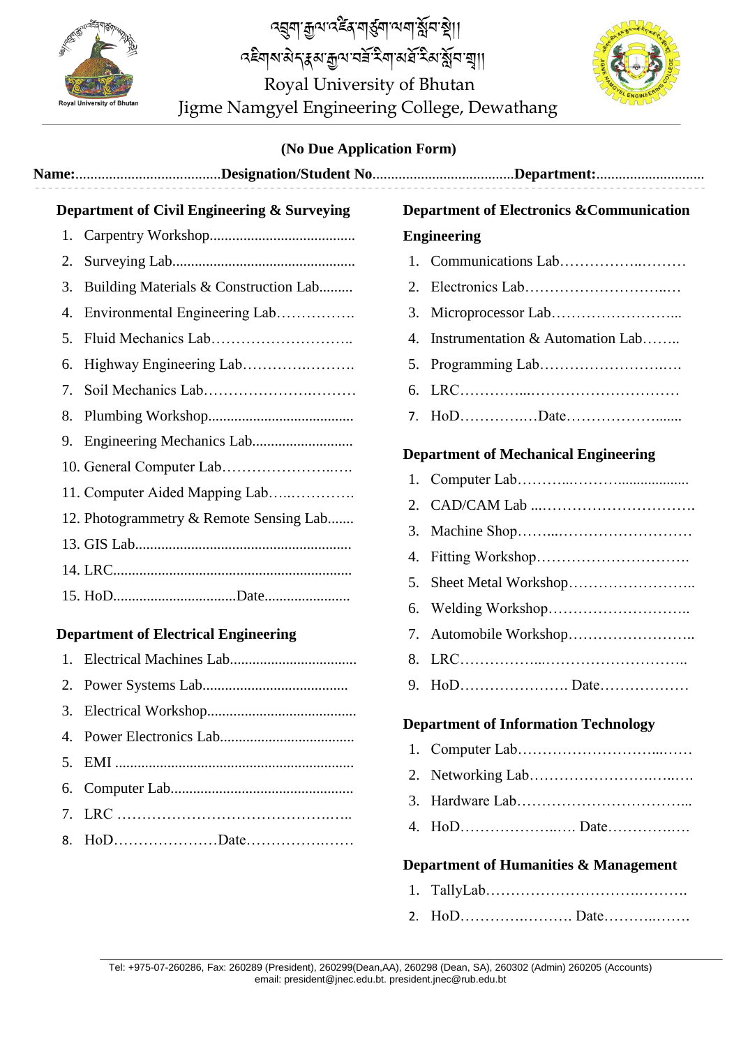འབྲུག་རྒྱལ་འཛིན་གཙུག་ལག་སློབ་སྡེ།།
འཇིགས་མེད་རྣམ་རྒྱལ་བཟོ་རིག་མཐོ་རིམ་སློབ་གྲྭ།།

Royal University of Bhutan
Jigme Namgyel Engineering College, Dewathang

**(No Due Application Form)**

**Name:**.......................................**Designation/Student No**......................................**Department:**.............................

### Department of Civil Engineering & Surveying

1. Carpentry Workshop.......................................
2. Surveying Lab.................................................
3. Building Materials & Construction Lab.........
4. Environmental Engineering Lab…………….
5. Fluid Mechanics Lab………………………..
6. Highway Engineering Lab……….……….
7. Soil Mechanics Lab…………………….………
8. Plumbing Workshop.......................................
9. Engineering Mechanics Lab...........................
10. General Computer Lab……………………..….
11. Computer Aided Mapping Lab…..………….
12. Photogrammetry & Remote Sensing Lab.......
13. GIS Lab...........................................................
14. LRC................................................................
15. HoD.................................Date.......................

### Department of Electrical Engineering

1. Electrical Machines Lab.................................
2. Power Systems Lab.......................................
3. Electrical Workshop........................................
4. Power Electronics Lab....................................
5. EMI ................................................................
6. Computer Lab.................................................
7. LRC ……………………………………….…..
8. HoD…………………Date…………….……

### Department of Electronics &Communication Engineering

1. Communications Lab……………..………
2. Electronics Lab……………………….…
3. Microprocessor Lab……………………...
4. Instrumentation & Automation Lab……..
5. Programming Lab…………………….….
6. LRC…………...………………….………
7. HoD…………….Date……………….......

### Department of Mechanical Engineering

1. Computer Lab………...……….................
2. CAD/CAM Lab ...………………………….
3. Machine Shop……...………………………
4. Fitting Workshop………………………….
5. Sheet Metal Workshop……………………..
6. Welding Workshop………………………..
7. Automobile Workshop……………………..
8. LRC……………...………………………..
9. HoD…………………. Date………………

### Department of Information Technology

1. Computer Lab………………………...……
2. Networking Lab…………………….…..….
3. Hardware Lab……………………………...
4. HoD………………..…. Date…………….…

### Department of Humanities & Management

1. TallyLab………………………….……….
2. HoD………….………. Date………..…….

Tel: +975-07-260286, Fax: 260289 (President), 260299(Dean,AA), 260298 (Dean, SA), 260302 (Admin) 260205 (Accounts)
email: president@jnec.edu.bt. president.jnec@rub.edu.bt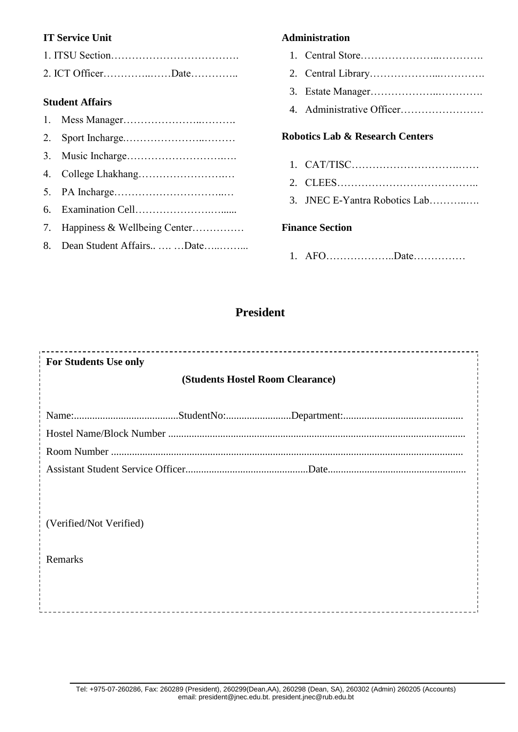**IT Service Unit**

1. ITSU Section……………………………….
2. ICT Officer…………..……Date…………..

**Student Affairs**

1. Mess Manager………………………..……….
2. Sport Incharge.…………………..………
3. Music Incharge…………………………….
4. College Lhakhang……………………….…
5. PA Incharge…………………………..…
6. Examination Cell………………………......
7. Happiness & Wellbeing Center……………
8. Dean Student Affairs.. …. …Date…..……...

**Administration**

1. Central Store…………………..………….
2. Central Library………………...………….
3. Estate Manager………………..………….
4. Administrative Officer……………………

**Robotics Lab & Research Centers**

1. CAT/TISC…………………………..……
2. CLEES…………………………………..
3. JNEC E-Yantra Robotics Lab………..….

**Finance Section**

1. AFO………………..Date……………

## President

---

**For Students Use only**

**(Students Hostel Room Clearance)**

Name:.......................................StudentNo:........................Department:.............................................

Hostel Name/Block Number .................................................................................................................

Room Number ....................................................................................................................................

Assistant Student Service Officer..............................................Date....................................................

(Verified/Not Verified)

Remarks

---